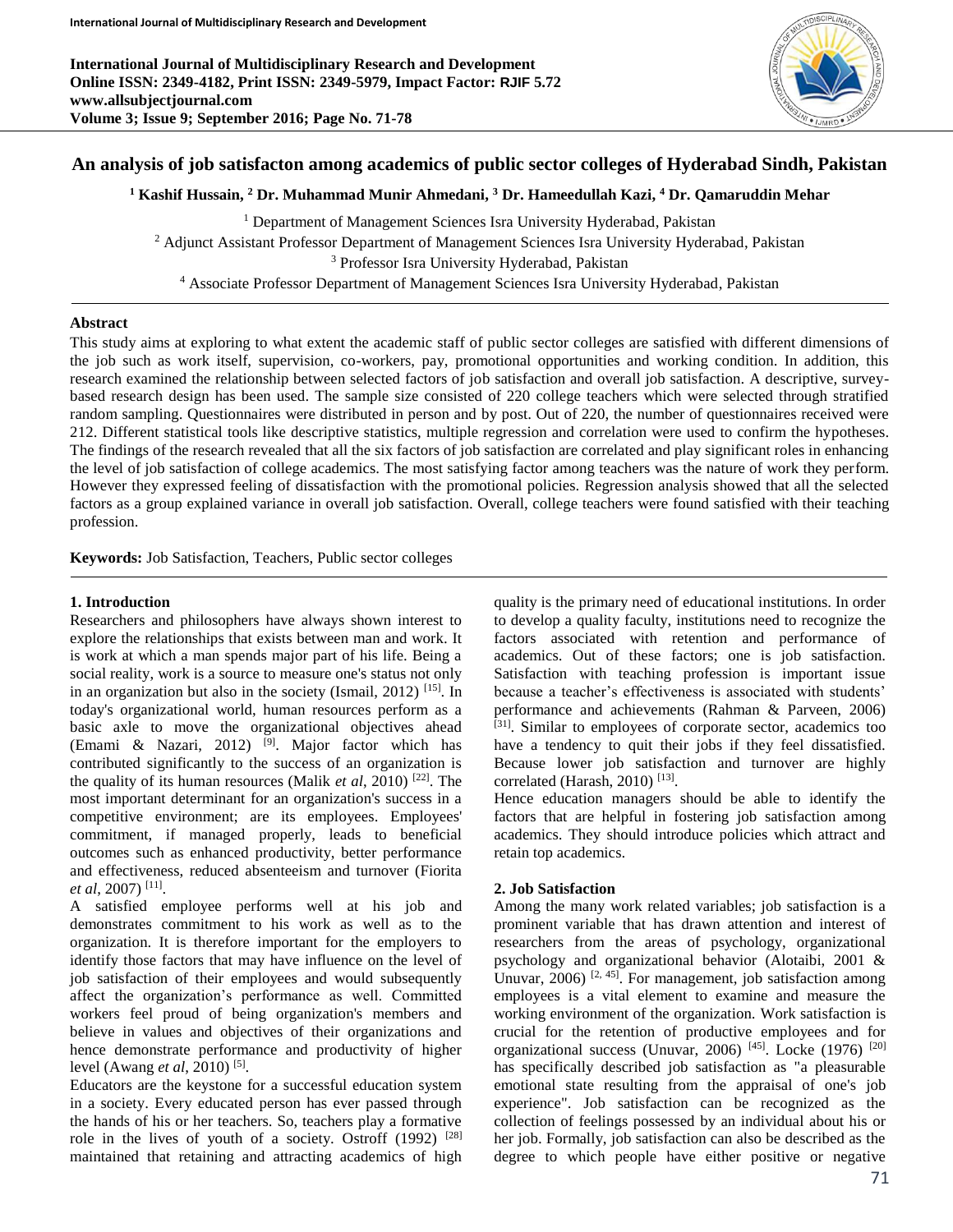# An analysis of job satisfacton among academics of public sector colleges of Hyderabad Sindh, Pakistan

**[1] Kashif Hussain, [2] Dr. Muhammad Munir Ahmedani, [3] Dr. Hameedullah Kazi, [4] Dr. Qamaruddin Mehar**

[1] Department of Management Sciences Isra University Hyderabad, Pakistan
[2] Adjunct Assistant Professor Department of Management Sciences Isra University Hyderabad, Pakistan
[3] Professor Isra University Hyderabad, Pakistan
[4] Associate Professor Department of Management Sciences Isra University Hyderabad, Pakistan

## Abstract

This study aims at exploring to what extent the academic staff of public sector colleges are satisfied with different dimensions of the job such as work itself, supervision, co-workers, pay, promotional opportunities and working condition. In addition, this research examined the relationship between selected factors of job satisfaction and overall job satisfaction. A descriptive, survey-based research design has been used. The sample size consisted of 220 college teachers which were selected through stratified random sampling. Questionnaires were distributed in person and by post. Out of 220, the number of questionnaires received were 212. Different statistical tools like descriptive statistics, multiple regression and correlation were used to confirm the hypotheses. The findings of the research revealed that all the six factors of job satisfaction are correlated and play significant roles in enhancing the level of job satisfaction of college academics. The most satisfying factor among teachers was the nature of work they perform. However they expressed feeling of dissatisfaction with the promotional policies. Regression analysis showed that all the selected factors as a group explained variance in overall job satisfaction. Overall, college teachers were found satisfied with their teaching profession.

**Keywords:** Job Satisfaction, Teachers, Public sector colleges

## 1. Introduction

Researchers and philosophers have always shown interest to explore the relationships that exists between man and work. It is work at which a man spends major part of his life. Being a social reality, work is a source to measure one's status not only in an organization but also in the society (Ismail, 2012) [15]. In today's organizational world, human resources perform as a basic axle to move the organizational objectives ahead (Emami & Nazari, 2012) [9]. Major factor which has contributed significantly to the success of an organization is the quality of its human resources (Malik *et al*, 2010) [22]. The most important determinant for an organization's success in a competitive environment; are its employees. Employees' commitment, if managed properly, leads to beneficial outcomes such as enhanced productivity, better performance and effectiveness, reduced absenteeism and turnover (Fiorita *et al*, 2007) [11].

A satisfied employee performs well at his job and demonstrates commitment to his work as well as to the organization. It is therefore important for the employers to identify those factors that may have influence on the level of job satisfaction of their employees and would subsequently affect the organization's performance as well. Committed workers feel proud of being organization's members and believe in values and objectives of their organizations and hence demonstrate performance and productivity of higher level (Awang *et al*, 2010) [5].

Educators are the keystone for a successful education system in a society. Every educated person has ever passed through the hands of his or her teachers. So, teachers play a formative role in the lives of youth of a society. Ostroff (1992) [28] maintained that retaining and attracting academics of high quality is the primary need of educational institutions. In order to develop a quality faculty, institutions need to recognize the factors associated with retention and performance of academics. Out of these factors; one is job satisfaction. Satisfaction with teaching profession is important issue because a teacher's effectiveness is associated with students' performance and achievements (Rahman & Parveen, 2006) [31]. Similar to employees of corporate sector, academics too have a tendency to quit their jobs if they feel dissatisfied. Because lower job satisfaction and turnover are highly correlated (Harash, 2010) [13].

Hence education managers should be able to identify the factors that are helpful in fostering job satisfaction among academics. They should introduce policies which attract and retain top academics.

## 2. Job Satisfaction

Among the many work related variables; job satisfaction is a prominent variable that has drawn attention and interest of researchers from the areas of psychology, organizational psychology and organizational behavior (Alotaibi, 2001 & Unuvar, 2006) [2, 45]. For management, job satisfaction among employees is a vital element to examine and measure the working environment of the organization. Work satisfaction is crucial for the retention of productive employees and for organizational success (Unuvar, 2006) [45]. Locke (1976) [20] has specifically described job satisfaction as "a pleasurable emotional state resulting from the appraisal of one's job experience". Job satisfaction can be recognized as the collection of feelings possessed by an individual about his or her job. Formally, job satisfaction can also be described as the degree to which people have either positive or negative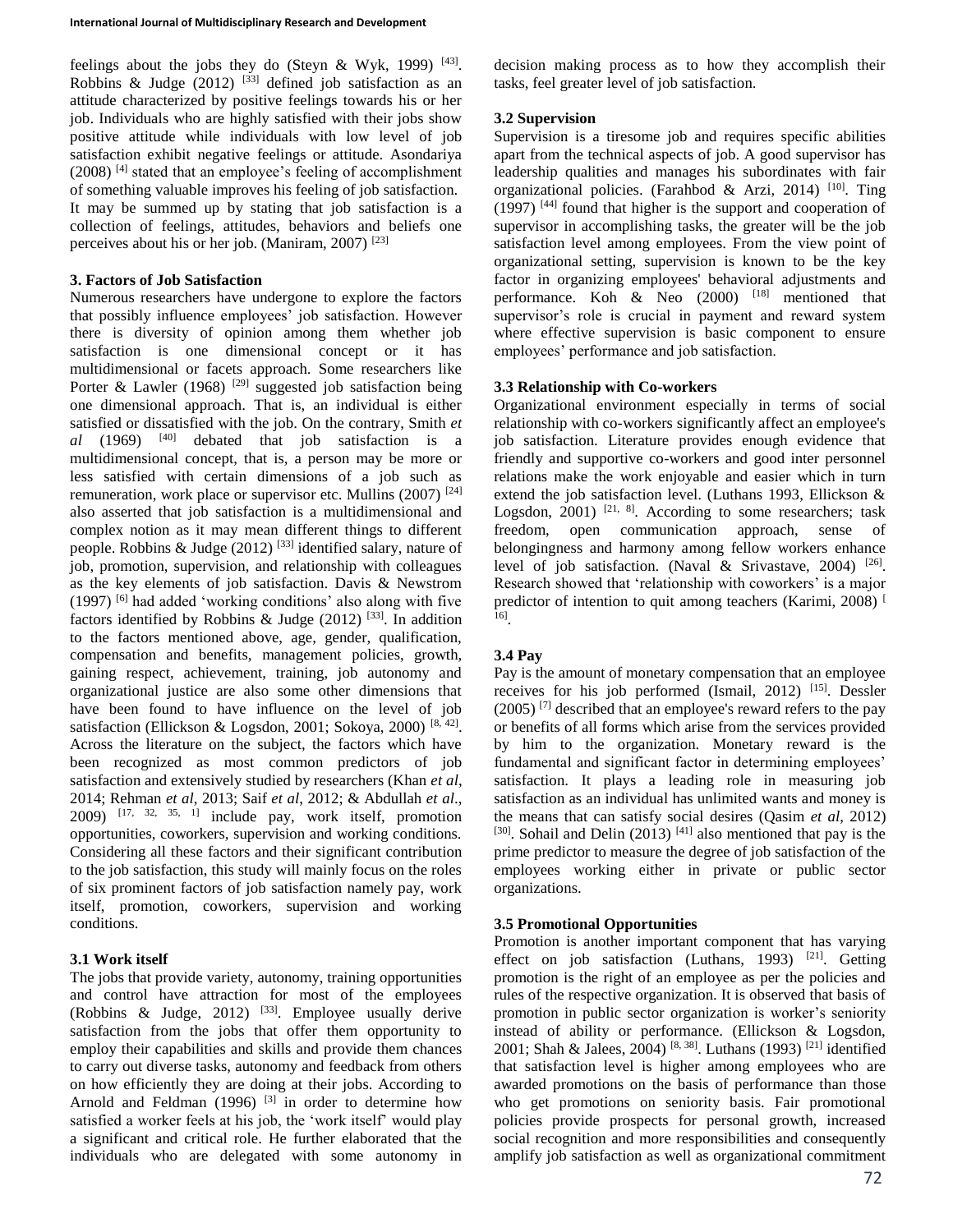feelings about the jobs they do (Steyn & Wyk, 1999) [43]. Robbins & Judge (2012) [33] defined job satisfaction as an attitude characterized by positive feelings towards his or her job. Individuals who are highly satisfied with their jobs show positive attitude while individuals with low level of job satisfaction exhibit negative feelings or attitude. Asondariya (2008) [4] stated that an employee's feeling of accomplishment of something valuable improves his feeling of job satisfaction. It may be summed up by stating that job satisfaction is a collection of feelings, attitudes, behaviors and beliefs one perceives about his or her job. (Maniram, 2007) [23]

## 3. Factors of Job Satisfaction

Numerous researchers have undergone to explore the factors that possibly influence employees' job satisfaction. However there is diversity of opinion among them whether job satisfaction is one dimensional concept or it has multidimensional or facets approach. Some researchers like Porter & Lawler (1968) [29] suggested job satisfaction being one dimensional approach. That is, an individual is either satisfied or dissatisfied with the job. On the contrary, Smith *et al* (1969) [40] debated that job satisfaction is a multidimensional concept, that is, a person may be more or less satisfied with certain dimensions of a job such as remuneration, work place or supervisor etc. Mullins (2007) [24] also asserted that job satisfaction is a multidimensional and complex notion as it may mean different things to different people. Robbins & Judge (2012) [33] identified salary, nature of job, promotion, supervision, and relationship with colleagues as the key elements of job satisfaction. Davis & Newstrom (1997) [6] had added 'working conditions' also along with five factors identified by Robbins & Judge (2012) [33]. In addition to the factors mentioned above, age, gender, qualification, compensation and benefits, management policies, growth, gaining respect, achievement, training, job autonomy and organizational justice are also some other dimensions that have been found to have influence on the level of job satisfaction (Ellickson & Logsdon, 2001; Sokoya, 2000) [8, 42]. Across the literature on the subject, the factors which have been recognized as most common predictors of job satisfaction and extensively studied by researchers (Khan *et al*, 2014; Rehman *et al*, 2013; Saif *et al*, 2012; & Abdullah *et al*., 2009) [17, 32, 35, 1] include pay, work itself, promotion opportunities, coworkers, supervision and working conditions. Considering all these factors and their significant contribution to the job satisfaction, this study will mainly focus on the roles of six prominent factors of job satisfaction namely pay, work itself, promotion, coworkers, supervision and working conditions.

### 3.1 Work itself

The jobs that provide variety, autonomy, training opportunities and control have attraction for most of the employees (Robbins & Judge, 2012) [33]. Employee usually derive satisfaction from the jobs that offer them opportunity to employ their capabilities and skills and provide them chances to carry out diverse tasks, autonomy and feedback from others on how efficiently they are doing at their jobs. According to Arnold and Feldman (1996) [3] in order to determine how satisfied a worker feels at his job, the 'work itself' would play a significant and critical role. He further elaborated that the individuals who are delegated with some autonomy in decision making process as to how they accomplish their tasks, feel greater level of job satisfaction.

### 3.2 Supervision

Supervision is a tiresome job and requires specific abilities apart from the technical aspects of job. A good supervisor has leadership qualities and manages his subordinates with fair organizational policies. (Farahbod & Arzi, 2014) [10]. Ting (1997) [44] found that higher is the support and cooperation of supervisor in accomplishing tasks, the greater will be the job satisfaction level among employees. From the view point of organizational setting, supervision is known to be the key factor in organizing employees' behavioral adjustments and performance. Koh & Neo (2000) [18] mentioned that supervisor's role is crucial in payment and reward system where effective supervision is basic component to ensure employees' performance and job satisfaction.

### 3.3 Relationship with Co-workers

Organizational environment especially in terms of social relationship with co-workers significantly affect an employee's job satisfaction. Literature provides enough evidence that friendly and supportive co-workers and good inter personnel relations make the work enjoyable and easier which in turn extend the job satisfaction level. (Luthans 1993, Ellickson & Logsdon, 2001) [21, 8]. According to some researchers; task freedom, open communication approach, sense of belongingness and harmony among fellow workers enhance level of job satisfaction. (Naval & Srivastave, 2004) [26]. Research showed that 'relationship with coworkers' is a major predictor of intention to quit among teachers (Karimi, 2008) [16].

### 3.4 Pay

Pay is the amount of monetary compensation that an employee receives for his job performed (Ismail, 2012) [15]. Dessler (2005) [7] described that an employee's reward refers to the pay or benefits of all forms which arise from the services provided by him to the organization. Monetary reward is the fundamental and significant factor in determining employees' satisfaction. It plays a leading role in measuring job satisfaction as an individual has unlimited wants and money is the means that can satisfy social desires (Qasim *et al*, 2012) [30]. Sohail and Delin (2013) [41] also mentioned that pay is the prime predictor to measure the degree of job satisfaction of the employees working either in private or public sector organizations.

### 3.5 Promotional Opportunities

Promotion is another important component that has varying effect on job satisfaction (Luthans, 1993) [21]. Getting promotion is the right of an employee as per the policies and rules of the respective organization. It is observed that basis of promotion in public sector organization is worker's seniority instead of ability or performance. (Ellickson & Logsdon, 2001; Shah & Jalees, 2004) [8, 38]. Luthans (1993) [21] identified that satisfaction level is higher among employees who are awarded promotions on the basis of performance than those who get promotions on seniority basis. Fair promotional policies provide prospects for personal growth, increased social recognition and more responsibilities and consequently amplify job satisfaction as well as organizational commitment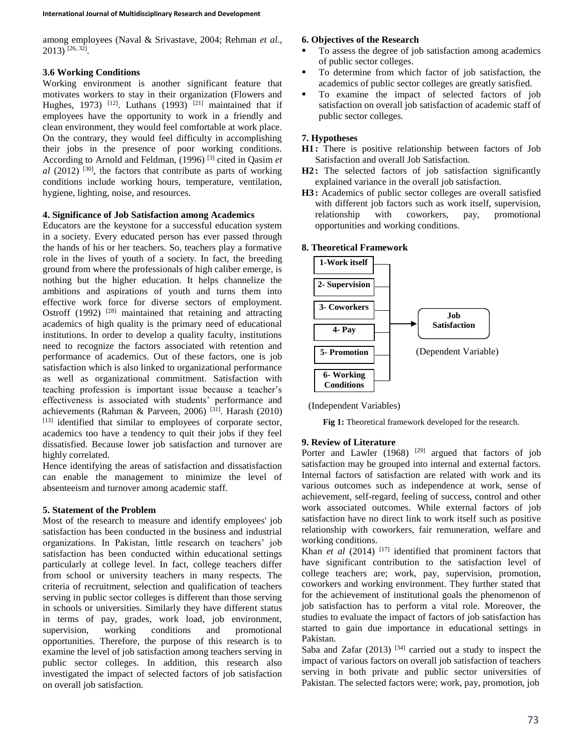among employees (Naval & Srivastave, 2004; Rehman *et al*., 2013) [26, 32].

### 3.6 Working Conditions

Working environment is another significant feature that motivates workers to stay in their organization (Flowers and Hughes, 1973) [12]. Luthans (1993) [21] maintained that if employees have the opportunity to work in a friendly and clean environment, they would feel comfortable at work place. On the contrary, they would feel difficulty in accomplishing their jobs in the presence of poor working conditions. According to Arnold and Feldman, (1996) [3] cited in Qasim *et al* (2012) [30], the factors that contribute as parts of working conditions include working hours, temperature, ventilation, hygiene, lighting, noise, and resources.

## 4. Significance of Job Satisfaction among Academics

Educators are the keystone for a successful education system in a society. Every educated person has ever passed through the hands of his or her teachers. So, teachers play a formative role in the lives of youth of a society. In fact, the breeding ground from where the professionals of high caliber emerge, is nothing but the higher education. It helps channelize the ambitions and aspirations of youth and turns them into effective work force for diverse sectors of employment. Ostroff (1992) [28] maintained that retaining and attracting academics of high quality is the primary need of educational institutions. In order to develop a quality faculty, institutions need to recognize the factors associated with retention and performance of academics. Out of these factors, one is job satisfaction which is also linked to organizational performance as well as organizational commitment. Satisfaction with teaching profession is important issue because a teacher's effectiveness is associated with students' performance and achievements (Rahman & Parveen, 2006) [31]. Harash (2010) [13] identified that similar to employees of corporate sector, academics too have a tendency to quit their jobs if they feel dissatisfied. Because lower job satisfaction and turnover are highly correlated.

Hence identifying the areas of satisfaction and dissatisfaction can enable the management to minimize the level of absenteeism and turnover among academic staff.

## 5. Statement of the Problem

Most of the research to measure and identify employees' job satisfaction has been conducted in the business and industrial organizations. In Pakistan, little research on teachers' job satisfaction has been conducted within educational settings particularly at college level. In fact, college teachers differ from school or university teachers in many respects. The criteria of recruitment, selection and qualification of teachers serving in public sector colleges is different than those serving in schools or universities. Similarly they have different status in terms of pay, grades, work load, job environment, supervision, working conditions and promotional opportunities. Therefore, the purpose of this research is to examine the level of job satisfaction among teachers serving in public sector colleges. In addition, this research also investigated the impact of selected factors of job satisfaction on overall job satisfaction.

## 6. Objectives of the Research

- To assess the degree of job satisfaction among academics of public sector colleges.
- To determine from which factor of job satisfaction, the academics of public sector colleges are greatly satisfied.
- To examine the impact of selected factors of job satisfaction on overall job satisfaction of academic staff of public sector colleges.

## 7. Hypotheses

**H1:** There is positive relationship between factors of Job Satisfaction and overall Job Satisfaction.

**H2:** The selected factors of job satisfaction significantly explained variance in the overall job satisfaction.

**H3:** Academics of public sector colleges are overall satisfied with different job factors such as work itself, supervision, relationship with coworkers, pay, promotional opportunities and working conditions.

## 8. Theoretical Framework

1-Work itself
2- Supervision
3- Coworkers
4- Pay
5- Promotion
6- Working Conditions

(Independent Variables)

→ Job Satisfaction (Dependent Variable)

**Fig 1:** Theoretical framework developed for the research.

## 9. Review of Literature

Porter and Lawler (1968) [29] argued that factors of job satisfaction may be grouped into internal and external factors. Internal factors of satisfaction are related with work and its various outcomes such as independence at work, sense of achievement, self-regard, feeling of success, control and other work associated outcomes. While external factors of job satisfaction have no direct link to work itself such as positive relationship with coworkers, fair remuneration, welfare and working conditions.

Khan *et al* (2014) [17] identified that prominent factors that have significant contribution to the satisfaction level of college teachers are; work, pay, supervision, promotion, coworkers and working environment. They further stated that for the achievement of institutional goals the phenomenon of job satisfaction has to perform a vital role. Moreover, the studies to evaluate the impact of factors of job satisfaction has started to gain due importance in educational settings in Pakistan.

Saba and Zafar (2013) [34] carried out a study to inspect the impact of various factors on overall job satisfaction of teachers serving in both private and public sector universities of Pakistan. The selected factors were; work, pay, promotion, job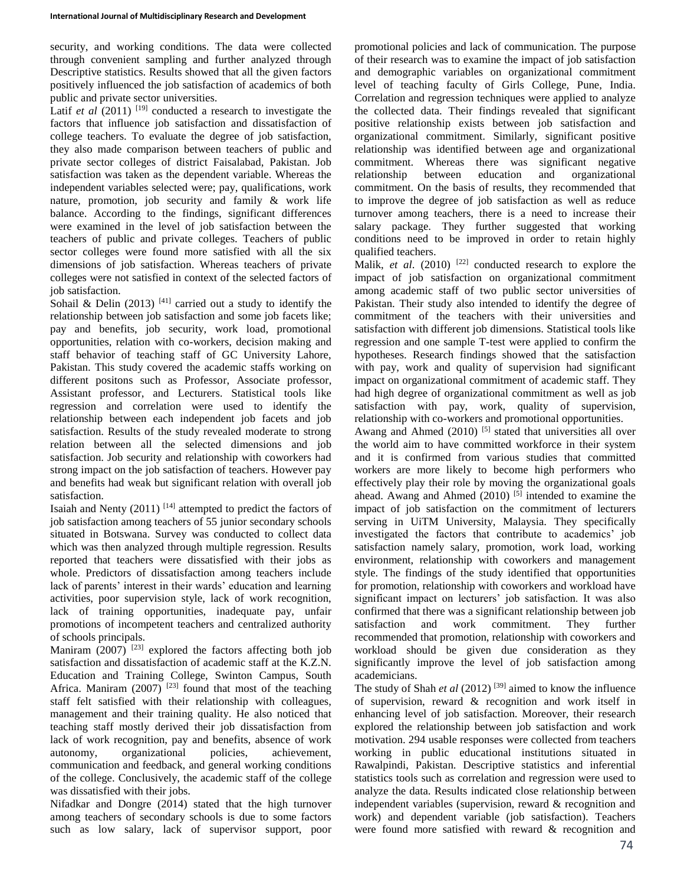security, and working conditions. The data were collected through convenient sampling and further analyzed through Descriptive statistics. Results showed that all the given factors positively influenced the job satisfaction of academics of both public and private sector universities.

Latif *et al* (2011) [19] conducted a research to investigate the factors that influence job satisfaction and dissatisfaction of college teachers. To evaluate the degree of job satisfaction, they also made comparison between teachers of public and private sector colleges of district Faisalabad, Pakistan. Job satisfaction was taken as the dependent variable. Whereas the independent variables selected were; pay, qualifications, work nature, promotion, job security and family & work life balance. According to the findings, significant differences were examined in the level of job satisfaction between the teachers of public and private colleges. Teachers of public sector colleges were found more satisfied with all the six dimensions of job satisfaction. Whereas teachers of private colleges were not satisfied in context of the selected factors of job satisfaction.

Sohail & Delin (2013) [41] carried out a study to identify the relationship between job satisfaction and some job facets like; pay and benefits, job security, work load, promotional opportunities, relation with co-workers, decision making and staff behavior of teaching staff of GC University Lahore, Pakistan. This study covered the academic staffs working on different positons such as Professor, Associate professor, Assistant professor, and Lecturers. Statistical tools like regression and correlation were used to identify the relationship between each independent job facets and job satisfaction. Results of the study revealed moderate to strong relation between all the selected dimensions and job satisfaction. Job security and relationship with coworkers had strong impact on the job satisfaction of teachers. However pay and benefits had weak but significant relation with overall job satisfaction.

Isaiah and Nenty (2011) [14] attempted to predict the factors of job satisfaction among teachers of 55 junior secondary schools situated in Botswana. Survey was conducted to collect data which was then analyzed through multiple regression. Results reported that teachers were dissatisfied with their jobs as whole. Predictors of dissatisfaction among teachers include lack of parents' interest in their wards' education and learning activities, poor supervision style, lack of work recognition, lack of training opportunities, inadequate pay, unfair promotions of incompetent teachers and centralized authority of schools principals.

Maniram (2007) [23] explored the factors affecting both job satisfaction and dissatisfaction of academic staff at the K.Z.N. Education and Training College, Swinton Campus, South Africa. Maniram (2007) [23] found that most of the teaching staff felt satisfied with their relationship with colleagues, management and their training quality. He also noticed that teaching staff mostly derived their job dissatisfaction from lack of work recognition, pay and benefits, absence of work autonomy, organizational policies, achievement, communication and feedback, and general working conditions of the college. Conclusively, the academic staff of the college was dissatisfied with their jobs.

Nifadkar and Dongre (2014) stated that the high turnover among teachers of secondary schools is due to some factors such as low salary, lack of supervisor support, poor promotional policies and lack of communication. The purpose of their research was to examine the impact of job satisfaction and demographic variables on organizational commitment level of teaching faculty of Girls College, Pune, India. Correlation and regression techniques were applied to analyze the collected data. Their findings revealed that significant positive relationship exists between job satisfaction and organizational commitment. Similarly, significant positive relationship was identified between age and organizational commitment. Whereas there was significant negative relationship between education and organizational commitment. On the basis of results, they recommended that to improve the degree of job satisfaction as well as reduce turnover among teachers, there is a need to increase their salary package. They further suggested that working conditions need to be improved in order to retain highly qualified teachers.

Malik, *et al*. (2010) [22] conducted research to explore the impact of job satisfaction on organizational commitment among academic staff of two public sector universities of Pakistan. Their study also intended to identify the degree of commitment of the teachers with their universities and satisfaction with different job dimensions. Statistical tools like regression and one sample T-test were applied to confirm the hypotheses. Research findings showed that the satisfaction with pay, work and quality of supervision had significant impact on organizational commitment of academic staff. They had high degree of organizational commitment as well as job satisfaction with pay, work, quality of supervision, relationship with co-workers and promotional opportunities.

Awang and Ahmed (2010) [5] stated that universities all over the world aim to have committed workforce in their system and it is confirmed from various studies that committed workers are more likely to become high performers who effectively play their role by moving the organizational goals ahead. Awang and Ahmed (2010) [5] intended to examine the impact of job satisfaction on the commitment of lecturers serving in UiTM University, Malaysia. They specifically investigated the factors that contribute to academics' job satisfaction namely salary, promotion, work load, working environment, relationship with coworkers and management style. The findings of the study identified that opportunities for promotion, relationship with coworkers and workload have significant impact on lecturers' job satisfaction. It was also confirmed that there was a significant relationship between job satisfaction and work commitment. They further recommended that promotion, relationship with coworkers and workload should be given due consideration as they significantly improve the level of job satisfaction among academicians.

The study of Shah *et al* (2012) [39] aimed to know the influence of supervision, reward & recognition and work itself in enhancing level of job satisfaction. Moreover, their research explored the relationship between job satisfaction and work motivation. 294 usable responses were collected from teachers working in public educational institutions situated in Rawalpindi, Pakistan. Descriptive statistics and inferential statistics tools such as correlation and regression were used to analyze the data. Results indicated close relationship between independent variables (supervision, reward & recognition and work) and dependent variable (job satisfaction). Teachers were found more satisfied with reward & recognition and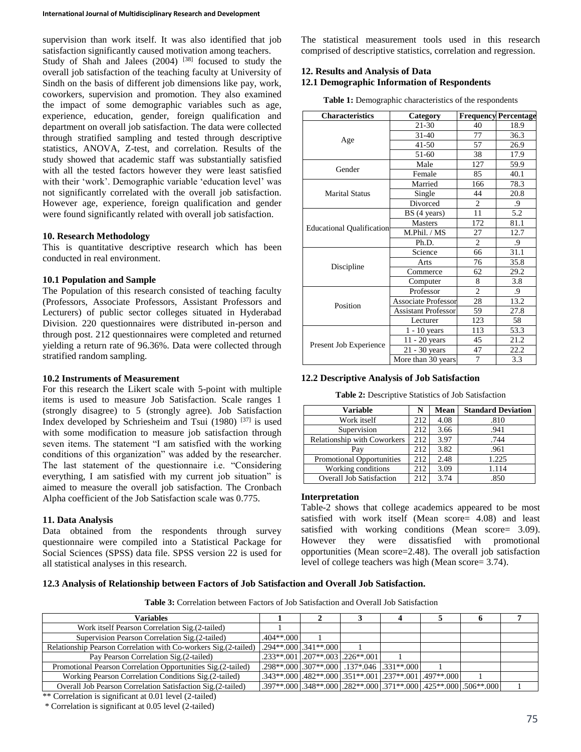supervision than work itself. It was also identified that job satisfaction significantly caused motivation among teachers.

Study of Shah and Jalees (2004) [38] focused to study the overall job satisfaction of the teaching faculty at University of Sindh on the basis of different job dimensions like pay, work, coworkers, supervision and promotion. They also examined the impact of some demographic variables such as age, experience, education, gender, foreign qualification and department on overall job satisfaction. The data were collected through stratified sampling and tested through descriptive statistics, ANOVA, Z-test, and correlation. Results of the study showed that academic staff was substantially satisfied with all the tested factors however they were least satisfied with their 'work'. Demographic variable 'education level' was not significantly correlated with the overall job satisfaction. However age, experience, foreign qualification and gender were found significantly related with overall job satisfaction.

#### 10. Research Methodology

This is quantitative descriptive research which has been conducted in real environment.

#### 10.1 Population and Sample

The Population of this research consisted of teaching faculty (Professors, Associate Professors, Assistant Professors and Lecturers) of public sector colleges situated in Hyderabad Division. 220 questionnaires were distributed in-person and through post. 212 questionnaires were completed and returned yielding a return rate of 96.36%. Data were collected through stratified random sampling.

#### 10.2 Instruments of Measurement

For this research the Likert scale with 5-point with multiple items is used to measure Job Satisfaction. Scale ranges 1 (strongly disagree) to 5 (strongly agree). Job Satisfaction Index developed by Schriesheim and Tsui (1980) [37] is used with some modification to measure job satisfaction through seven items. The statement "I am satisfied with the working conditions of this organization" was added by the researcher. The last statement of the questionnaire i.e. "Considering everything, I am satisfied with my current job situation" is aimed to measure the overall job satisfaction. The Cronbach Alpha coefficient of the Job Satisfaction scale was 0.775.

#### 11. Data Analysis

Data obtained from the respondents through survey questionnaire were compiled into a Statistical Package for Social Sciences (SPSS) data file. SPSS version 22 is used for all statistical analyses in this research.

The statistical measurement tools used in this research comprised of descriptive statistics, correlation and regression.

#### 12. Results and Analysis of Data

#### 12.1 Demographic Information of Respondents

**Table 1:** Demographic characteristics of the respondents

| Characteristics | Category | Frequency | Percentage |
|---|---|---|---|
| Age | 21-30 | 40 | 18.9 |
| | 31-40 | 77 | 36.3 |
| | 41-50 | 57 | 26.9 |
| | 51-60 | 38 | 17.9 |
| Gender | Male | 127 | 59.9 |
| | Female | 85 | 40.1 |
| Marital Status | Married | 166 | 78.3 |
| | Single | 44 | 20.8 |
| | Divorced | 2 | .9 |
| Educational Qualification | BS (4 years) | 11 | 5.2 |
| | Masters | 172 | 81.1 |
| | M.Phil. / MS | 27 | 12.7 |
| | Ph.D. | 2 | .9 |
| Discipline | Science | 66 | 31.1 |
| | Arts | 76 | 35.8 |
| | Commerce | 62 | 29.2 |
| | Computer | 8 | 3.8 |
| Position | Professor | 2 | .9 |
| | Associate Professor | 28 | 13.2 |
| | Assistant Professor | 59 | 27.8 |
| | Lecturer | 123 | 58 |
| Present Job Experience | 1 - 10 years | 113 | 53.3 |
| | 11 - 20 years | 45 | 21.2 |
| | 21 - 30 years | 47 | 22.2 |
| | More than 30 years | 7 | 3.3 |

#### 12.2 Descriptive Analysis of Job Satisfaction

**Table 2:** Descriptive Statistics of Job Satisfaction

| Variable | N | Mean | Standard Deviation |
|---|---|---|---|
| Work itself | 212 | 4.08 | .810 |
| Supervision | 212 | 3.66 | .941 |
| Relationship with Coworkers | 212 | 3.97 | .744 |
| Pay | 212 | 3.82 | .961 |
| Promotional Opportunities | 212 | 2.48 | 1.225 |
| Working conditions | 212 | 3.09 | 1.114 |
| Overall Job Satisfaction | 212 | 3.74 | .850 |

**Interpretation**

Table-2 shows that college academics appeared to be most satisfied with work itself (Mean score= 4.08) and least satisfied with working conditions (Mean score= 3.09). However they were dissatisfied with promotional opportunities (Mean score=2.48). The overall job satisfaction level of college teachers was high (Mean score= 3.74).

#### 12.3 Analysis of Relationship between Factors of Job Satisfaction and Overall Job Satisfaction.

**Table 3:** Correlation between Factors of Job Satisfaction and Overall Job Satisfaction

| Variables | 1 | 2 | 3 | 4 | 5 | 6 | 7 |
|---|---|---|---|---|---|---|---|
| Work itself Pearson Correlation Sig.(2-tailed) | 1 | | | | | | |
| Supervision Pearson Correlation Sig.(2-tailed) | .404\*\*.000 | 1 | | | | | |
| Relationship Pearson Correlation with Co-workers Sig.(2-tailed) | .294\*\*.000 | .341\*\*.000 | 1 | | | | |
| Pay Pearson Correlation Sig.(2-tailed) | .233\*\*.001 | .207\*\*.003 | .226\*\*.001 | 1 | | | |
| Promotional Pearson Correlation Opportunities Sig.(2-tailed) | .298\*\*.000 | .307\*\*.000 | .137\*.046 | .331\*\*.000 | 1 | | |
| Working Pearson Correlation Conditions Sig.(2-tailed) | .343\*\*.000 | .482\*\*.000 | .351\*\*.001 | .237\*\*.001 | .497\*\*.000 | 1 | |
| Overall Job Pearson Correlation Satisfaction Sig.(2-tailed) | .397\*\*.000 | .348\*\*.000 | .282\*\*.000 | .371\*\*.000 | .425\*\*.000 | .506\*\*.000 | 1 |

** Correlation is significant at 0.01 level (2-tailed)

* Correlation is significant at 0.05 level (2-tailed)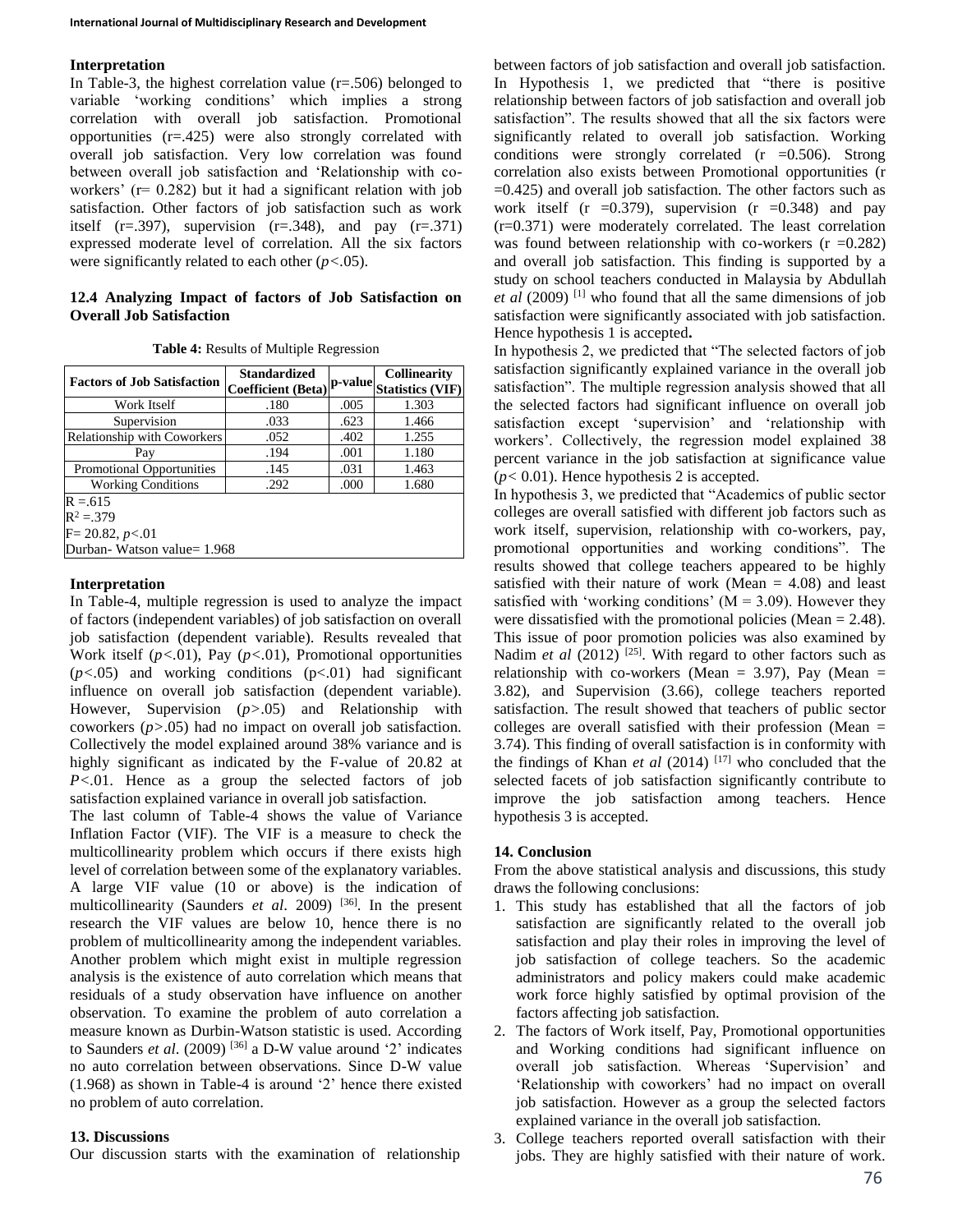### Interpretation

In Table-3, the highest correlation value (r=.506) belonged to variable 'working conditions' which implies a strong correlation with overall job satisfaction. Promotional opportunities (r=.425) were also strongly correlated with overall job satisfaction. Very low correlation was found between overall job satisfaction and 'Relationship with co-workers' (r= 0.282) but it had a significant relation with job satisfaction. Other factors of job satisfaction such as work itself (r=.397), supervision (r=.348), and pay (r=.371) expressed moderate level of correlation. All the six factors were significantly related to each other ($p$<.05).

## 12.4 Analyzing Impact of factors of Job Satisfaction on Overall Job Satisfaction

**Table 4:** Results of Multiple Regression

| Factors of Job Satisfaction | Standardized Coefficient (Beta) | p-value | Collinearity Statistics (VIF) |
|---|---|---|---|
| Work Itself | .180 | .005 | 1.303 |
| Supervision | .033 | .623 | 1.466 |
| Relationship with Coworkers | .052 | .402 | 1.255 |
| Pay | .194 | .001 | 1.180 |
| Promotional Opportunities | .145 | .031 | 1.463 |
| Working Conditions | .292 | .000 | 1.680 |
| R =.615 | | | |
| $R^2$ =.379 | | | |
| F= 20.82, $p$<.01 | | | |
| Durban- Watson value= 1.968 | | | |

### Interpretation

In Table-4, multiple regression is used to analyze the impact of factors (independent variables) of job satisfaction on overall job satisfaction (dependent variable). Results revealed that Work itself ($p$<.01), Pay ($p$<.01), Promotional opportunities ($p$<.05) and working conditions (p<.01) had significant influence on overall job satisfaction (dependent variable). However, Supervision ($p$>.05) and Relationship with coworkers ($p$>.05) had no impact on overall job satisfaction. Collectively the model explained around 38% variance and is highly significant as indicated by the F-value of 20.82 at $P$<.01. Hence as a group the selected factors of job satisfaction explained variance in overall job satisfaction.

The last column of Table-4 shows the value of Variance Inflation Factor (VIF). The VIF is a measure to check the multicollinearity problem which occurs if there exists high level of correlation between some of the explanatory variables. A large VIF value (10 or above) is the indication of multicollinearity (Saunders *et al*. 2009) [36]. In the present research the VIF values are below 10, hence there is no problem of multicollinearity among the independent variables. Another problem which might exist in multiple regression analysis is the existence of auto correlation which means that residuals of a study observation have influence on another observation. To examine the problem of auto correlation a measure known as Durbin-Watson statistic is used. According to Saunders *et al*. (2009) [36] a D-W value around '2' indicates no auto correlation between observations. Since D-W value (1.968) as shown in Table-4 is around '2' hence there existed no problem of auto correlation.

## 13. Discussions

Our discussion starts with the examination of relationship between factors of job satisfaction and overall job satisfaction. In Hypothesis 1, we predicted that "there is positive relationship between factors of job satisfaction and overall job satisfaction". The results showed that all the six factors were significantly related to overall job satisfaction. Working conditions were strongly correlated (r =0.506). Strong correlation also exists between Promotional opportunities (r =0.425) and overall job satisfaction. The other factors such as work itself (r =0.379), supervision (r =0.348) and pay (r=0.371) were moderately correlated. The least correlation was found between relationship with co-workers (r =0.282) and overall job satisfaction. This finding is supported by a study on school teachers conducted in Malaysia by Abdullah *et al* (2009) [1] who found that all the same dimensions of job satisfaction were significantly associated with job satisfaction. Hence hypothesis 1 is accepted**.**

In hypothesis 2, we predicted that "The selected factors of job satisfaction significantly explained variance in the overall job satisfaction". The multiple regression analysis showed that all the selected factors had significant influence on overall job satisfaction except 'supervision' and 'relationship with workers'. Collectively, the regression model explained 38 percent variance in the job satisfaction at significance value ($p$< 0.01). Hence hypothesis 2 is accepted.

In hypothesis 3, we predicted that "Academics of public sector colleges are overall satisfied with different job factors such as work itself, supervision, relationship with co-workers, pay, promotional opportunities and working conditions". The results showed that college teachers appeared to be highly satisfied with their nature of work (Mean = 4.08) and least satisfied with 'working conditions' (M = 3.09). However they were dissatisfied with the promotional policies (Mean = 2.48). This issue of poor promotion policies was also examined by Nadim *et al* (2012) [25]. With regard to other factors such as relationship with co-workers (Mean = 3.97), Pay (Mean = 3.82), and Supervision (3.66), college teachers reported satisfaction. The result showed that teachers of public sector colleges are overall satisfied with their profession (Mean = 3.74). This finding of overall satisfaction is in conformity with the findings of Khan *et al* (2014) [17] who concluded that the selected facets of job satisfaction significantly contribute to improve the job satisfaction among teachers. Hence hypothesis 3 is accepted.

## 14. Conclusion

From the above statistical analysis and discussions, this study draws the following conclusions:

1. This study has established that all the factors of job satisfaction are significantly related to the overall job satisfaction and play their roles in improving the level of job satisfaction of college teachers. So the academic administrators and policy makers could make academic work force highly satisfied by optimal provision of the factors affecting job satisfaction.
2. The factors of Work itself, Pay, Promotional opportunities and Working conditions had significant influence on overall job satisfaction. Whereas 'Supervision' and 'Relationship with coworkers' had no impact on overall job satisfaction. However as a group the selected factors explained variance in the overall job satisfaction.
3. College teachers reported overall satisfaction with their jobs. They are highly satisfied with their nature of work.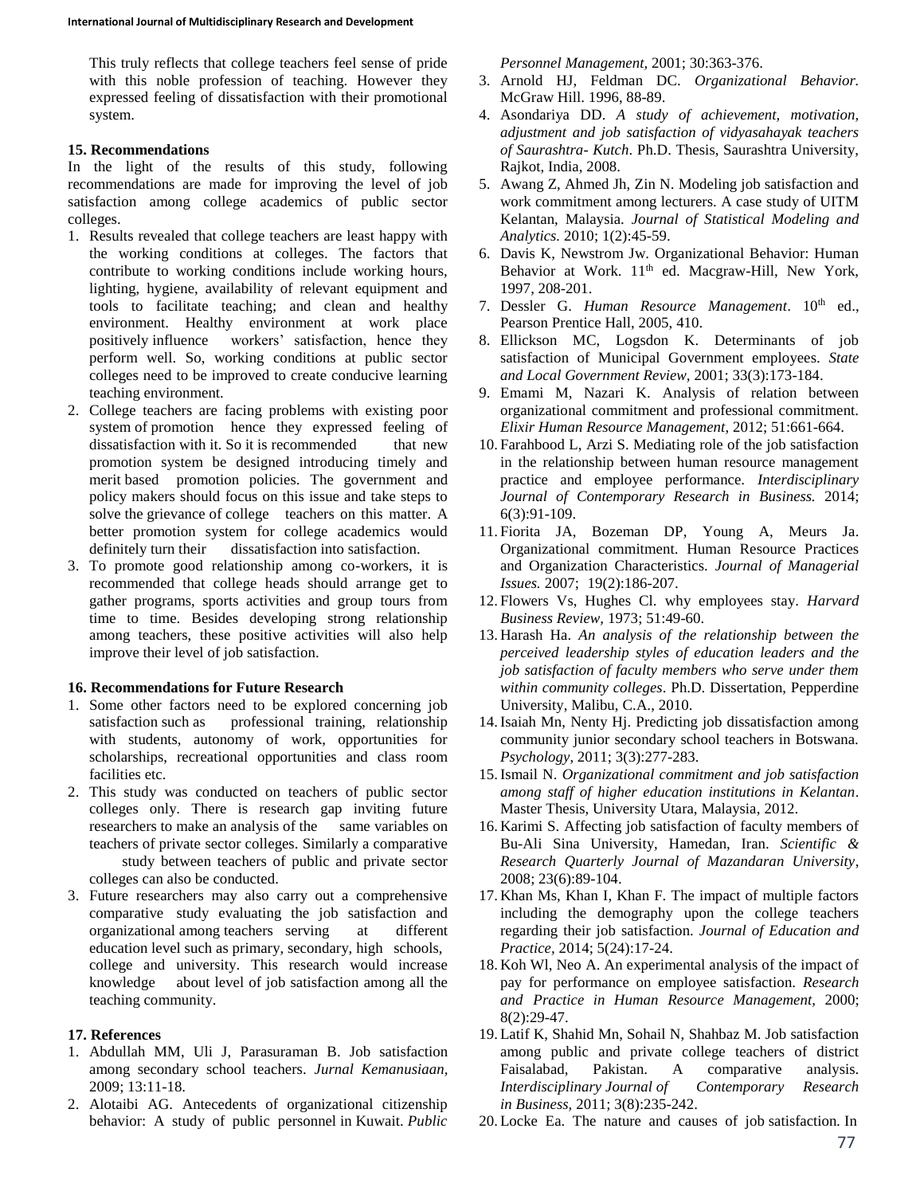This truly reflects that college teachers feel sense of pride with this noble profession of teaching. However they expressed feeling of dissatisfaction with their promotional system.

### 15. Recommendations

In the light of the results of this study, following recommendations are made for improving the level of job satisfaction among college academics of public sector colleges.

1. Results revealed that college teachers are least happy with the working conditions at colleges. The factors that contribute to working conditions include working hours, lighting, hygiene, availability of relevant equipment and tools to facilitate teaching; and clean and healthy environment. Healthy environment at work place positively influence workers' satisfaction, hence they perform well. So, working conditions at public sector colleges need to be improved to create conducive learning teaching environment.
2. College teachers are facing problems with existing poor system of promotion hence they expressed feeling of dissatisfaction with it. So it is recommended that new promotion system be designed introducing timely and merit based promotion policies. The government and policy makers should focus on this issue and take steps to solve the grievance of college teachers on this matter. A better promotion system for college academics would definitely turn their dissatisfaction into satisfaction.
3. To promote good relationship among co-workers, it is recommended that college heads should arrange get to gather programs, sports activities and group tours from time to time. Besides developing strong relationship among teachers, these positive activities will also help improve their level of job satisfaction.

### 16. Recommendations for Future Research

1. Some other factors need to be explored concerning job satisfaction such as professional training, relationship with students, autonomy of work, opportunities for scholarships, recreational opportunities and class room facilities etc.
2. This study was conducted on teachers of public sector colleges only. There is research gap inviting future researchers to make an analysis of the same variables on teachers of private sector colleges. Similarly a comparative study between teachers of public and private sector colleges can also be conducted.
3. Future researchers may also carry out a comprehensive comparative study evaluating the job satisfaction and organizational among teachers serving at different education level such as primary, secondary, high schools, college and university. This research would increase knowledge about level of job satisfaction among all the teaching community.

### 17. References

1. Abdullah MM, Uli J, Parasuraman B. Job satisfaction among secondary school teachers. *Jurnal Kemanusiaan*, 2009; 13:11-18.
2. Alotaibi AG. Antecedents of organizational citizenship behavior: A study of public personnel in Kuwait. *Public Personnel Management*, 2001; 30:363-376.
3. Arnold HJ, Feldman DC. *Organizational Behavior.* McGraw Hill. 1996, 88-89.
4. Asondariya DD. *A study of achievement, motivation, adjustment and job satisfaction of vidyasahayak teachers of Saurashtra- Kutch*. Ph.D. Thesis, Saurashtra University, Rajkot, India, 2008.
5. Awang Z, Ahmed Jh, Zin N. Modeling job satisfaction and work commitment among lecturers. A case study of UITM Kelantan, Malaysia. *Journal of Statistical Modeling and Analytics.* 2010; 1(2):45-59.
6. Davis K, Newstrom Jw. Organizational Behavior: Human Behavior at Work. 11th ed. Macgraw-Hill, New York, 1997, 208-201.
7. Dessler G. *Human Resource Management*. 10th ed., Pearson Prentice Hall, 2005, 410.
8. Ellickson MC, Logsdon K. Determinants of job satisfaction of Municipal Government employees. *State and Local Government Review*, 2001; 33(3):173-184.
9. Emami M, Nazari K. Analysis of relation between organizational commitment and professional commitment. *Elixir Human Resource Management*, 2012; 51:661-664.
10. Farahbood L, Arzi S. Mediating role of the job satisfaction in the relationship between human resource management practice and employee performance. *Interdisciplinary Journal of Contemporary Research in Business.* 2014; 6(3):91-109.
11. Fiorita JA, Bozeman DP, Young A, Meurs Ja. Organizational commitment. Human Resource Practices and Organization Characteristics. *Journal of Managerial Issues.* 2007; 19(2):186-207.
12. Flowers Vs, Hughes Cl. why employees stay. *Harvard Business Review*, 1973; 51:49-60.
13. Harash Ha. *An analysis of the relationship between the perceived leadership styles of education leaders and the job satisfaction of faculty members who serve under them within community colleges*. Ph.D. Dissertation, Pepperdine University, Malibu, C.A., 2010.
14. Isaiah Mn, Nenty Hj. Predicting job dissatisfaction among community junior secondary school teachers in Botswana. *Psychology*, 2011; 3(3):277-283.
15. Ismail N. *Organizational commitment and job satisfaction among staff of higher education institutions in Kelantan*. Master Thesis, University Utara, Malaysia, 2012.
16. Karimi S. Affecting job satisfaction of faculty members of Bu-Ali Sina University, Hamedan, Iran. *Scientific & Research Quarterly Journal of Mazandaran University*, 2008; 23(6):89-104.
17. Khan Ms, Khan I, Khan F. The impact of multiple factors including the demography upon the college teachers regarding their job satisfaction. *Journal of Education and Practice*, 2014; 5(24):17-24.
18. Koh Wl, Neo A. An experimental analysis of the impact of pay for performance on employee satisfaction. *Research and Practice in Human Resource Management*, 2000; 8(2):29-47.
19. Latif K, Shahid Mn, Sohail N, Shahbaz M. Job satisfaction among public and private college teachers of district Faisalabad, Pakistan. A comparative analysis. *Interdisciplinary Journal of Contemporary Research in Business*, 2011; 3(8):235-242.
20. Locke Ea. The nature and causes of job satisfaction. In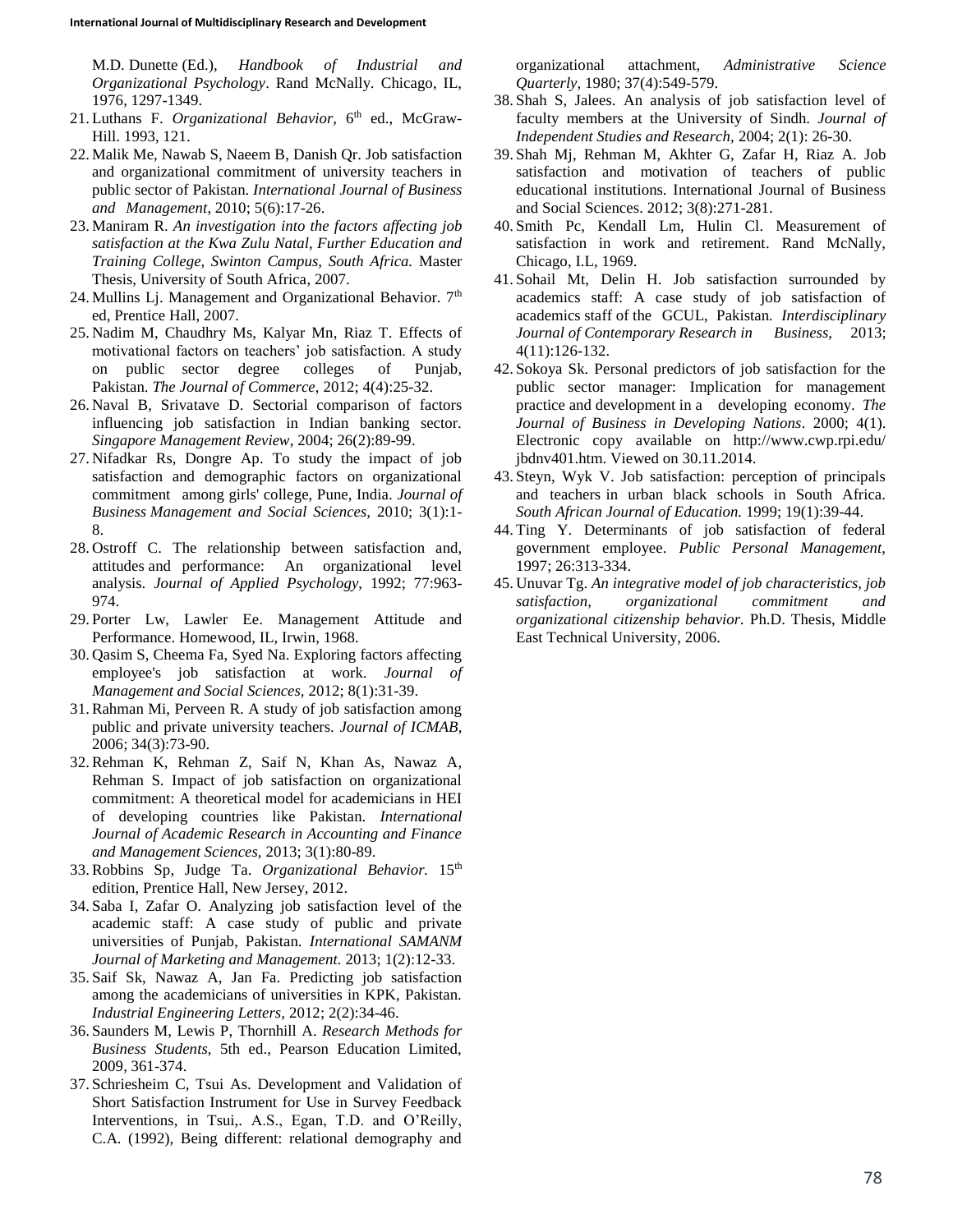M.D. Dunette (Ed.), *Handbook of Industrial and Organizational Psychology*. Rand McNally. Chicago, IL, 1976, 1297-1349.

21. Luthans F. *Organizational Behavior*, 6th ed., McGraw-Hill. 1993, 121.
22. Malik Me, Nawab S, Naeem B, Danish Qr. Job satisfaction and organizational commitment of university teachers in public sector of Pakistan. *International Journal of Business and Management*, 2010; 5(6):17-26.
23. Maniram R. *An investigation into the factors affecting job satisfaction at the Kwa Zulu Natal, Further Education and Training College, Swinton Campus, South Africa.* Master Thesis, University of South Africa, 2007.
24. Mullins Lj. Management and Organizational Behavior. 7th ed, Prentice Hall, 2007.
25. Nadim M, Chaudhry Ms, Kalyar Mn, Riaz T. Effects of motivational factors on teachers' job satisfaction. A study on public sector degree colleges of Punjab, Pakistan. *The Journal of Commerce*, 2012; 4(4):25-32.
26. Naval B, Srivatave D. Sectorial comparison of factors influencing job satisfaction in Indian banking sector. *Singapore Management Review*, 2004; 26(2):89-99.
27. Nifadkar Rs, Dongre Ap. To study the impact of job satisfaction and demographic factors on organizational commitment among girls' college, Pune, India. *Journal of Business Management and Social Sciences*, 2010; 3(1):1-8.
28. Ostroff C. The relationship between satisfaction and, attitudes and performance: An organizational level analysis. *Journal of Applied Psychology*, 1992; 77:963-974.
29. Porter Lw, Lawler Ee. Management Attitude and Performance. Homewood, IL, Irwin, 1968.
30. Qasim S, Cheema Fa, Syed Na. Exploring factors affecting employee's job satisfaction at work. *Journal of Management and Social Sciences*, 2012; 8(1):31-39.
31. Rahman Mi, Perveen R. A study of job satisfaction among public and private university teachers. *Journal of ICMAB*, 2006; 34(3):73-90.
32. Rehman K, Rehman Z, Saif N, Khan As, Nawaz A, Rehman S. Impact of job satisfaction on organizational commitment: A theoretical model for academicians in HEI of developing countries like Pakistan. *International Journal of Academic Research in Accounting and Finance and Management Sciences*, 2013; 3(1):80-89.
33. Robbins Sp, Judge Ta. *Organizational Behavior.* 15th edition, Prentice Hall, New Jersey, 2012.
34. Saba I, Zafar O. Analyzing job satisfaction level of the academic staff: A case study of public and private universities of Punjab, Pakistan. *International SAMANM Journal of Marketing and Management.* 2013; 1(2):12-33.
35. Saif Sk, Nawaz A, Jan Fa. Predicting job satisfaction among the academicians of universities in KPK, Pakistan. *Industrial Engineering Letters*, 2012; 2(2):34-46.
36. Saunders M, Lewis P, Thornhill A. *Research Methods for Business Students*, 5th ed., Pearson Education Limited, 2009, 361-374.
37. Schriesheim C, Tsui As. Development and Validation of Short Satisfaction Instrument for Use in Survey Feedback Interventions, in Tsui,. A.S., Egan, T.D. and O'Reilly, C.A. (1992), Being different: relational demography and organizational attachment, *Administrative Science Quarterly*, 1980; 37(4):549-579.
38. Shah S, Jalees. An analysis of job satisfaction level of faculty members at the University of Sindh. *Journal of Independent Studies and Research*, 2004; 2(1): 26-30.
39. Shah Mj, Rehman M, Akhter G, Zafar H, Riaz A. Job satisfaction and motivation of teachers of public educational institutions. International Journal of Business and Social Sciences. 2012; 3(8):271-281.
40. Smith Pc, Kendall Lm, Hulin Cl. Measurement of satisfaction in work and retirement. Rand McNally, Chicago, I.L, 1969.
41. Sohail Mt, Delin H. Job satisfaction surrounded by academics staff: A case study of job satisfaction of academics staff of the GCUL, Pakistan. *Interdisciplinary Journal of Contemporary Research in Business*, 2013; 4(11):126-132.
42. Sokoya Sk. Personal predictors of job satisfaction for the public sector manager: Implication for management practice and development in a developing economy. *The Journal of Business in Developing Nations*. 2000; 4(1). Electronic copy available on http://www.cwp.rpi.edu/jbdnv401.htm. Viewed on 30.11.2014.
43. Steyn, Wyk V. Job satisfaction: perception of principals and teachers in urban black schools in South Africa. *South African Journal of Education.* 1999; 19(1):39-44.
44. Ting Y. Determinants of job satisfaction of federal government employee. *Public Personal Management*, 1997; 26:313-334.
45. Unuvar Tg. *An integrative model of job characteristics, job satisfaction, organizational commitment and organizational citizenship behavior.* Ph.D. Thesis, Middle East Technical University, 2006.